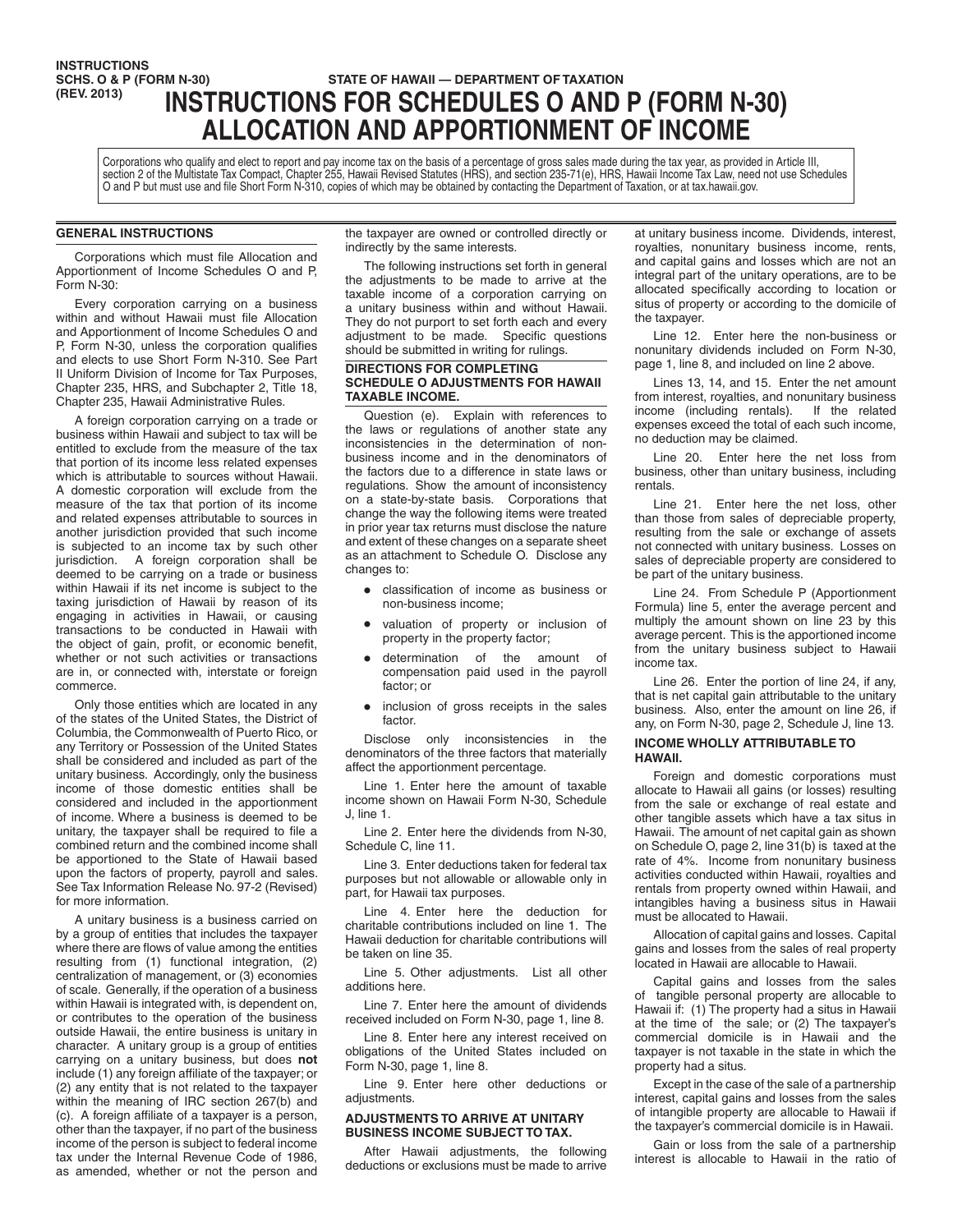INSTRUCTIONS
SCHS. O & P (FORM N-30)
(REV. 2013)

STATE OF HAWAII — DEPARTMENT OF TAXATION

# INSTRUCTIONS FOR SCHEDULES O AND P (FORM N-30) ALLOCATION AND APPORTIONMENT OF INCOME

Corporations who qualify and elect to report and pay income tax on the basis of a percentage of gross sales made during the tax year, as provided in Article III, section 2 of the Multistate Tax Compact, Chapter 255, Hawaii Revised Statutes (HRS), and section 235-71(e), HRS, Hawaii Income Tax Law, need not use Schedules O and P but must use and file Short Form N-310, copies of which may be obtained by contacting the Department of Taxation, or at tax.hawaii.gov.

## GENERAL INSTRUCTIONS

Corporations which must file Allocation and Apportionment of Income Schedules O and P, Form N-30:

Every corporation carrying on a business within and without Hawaii must file Allocation and Apportionment of Income Schedules O and P, Form N-30, unless the corporation qualifies and elects to use Short Form N-310. See Part II Uniform Division of Income for Tax Purposes, Chapter 235, HRS, and Subchapter 2, Title 18, Chapter 235, Hawaii Administrative Rules.

A foreign corporation carrying on a trade or business within Hawaii and subject to tax will be entitled to exclude from the measure of the tax that portion of its income less related expenses which is attributable to sources without Hawaii. A domestic corporation will exclude from the measure of the tax that portion of its income and related expenses attributable to sources in another jurisdiction provided that such income is subjected to an income tax by such other jurisdiction. A foreign corporation shall be deemed to be carrying on a trade or business within Hawaii if its net income is subject to the taxing jurisdiction of Hawaii by reason of its engaging in activities in Hawaii, or causing transactions to be conducted in Hawaii with the object of gain, profit, or economic benefit, whether or not such activities or transactions are in, or connected with, interstate or foreign commerce.

Only those entities which are located in any of the states of the United States, the District of Columbia, the Commonwealth of Puerto Rico, or any Territory or Possession of the United States shall be considered and included as part of the unitary business. Accordingly, only the business income of those domestic entities shall be considered and included in the apportionment of income. Where a business is deemed to be unitary, the taxpayer shall be required to file a combined return and the combined income shall be apportioned to the State of Hawaii based upon the factors of property, payroll and sales. See Tax Information Release No. 97-2 (Revised) for more information.

A unitary business is a business carried on by a group of entities that includes the taxpayer where there are flows of value among the entities resulting from (1) functional integration, (2) centralization of management, or (3) economies of scale. Generally, if the operation of a business within Hawaii is integrated with, is dependent on, or contributes to the operation of the business outside Hawaii, the entire business is unitary in character. A unitary group is a group of entities carrying on a unitary business, but does **not** include (1) any foreign affiliate of the taxpayer; or (2) any entity that is not related to the taxpayer within the meaning of IRC section 267(b) and (c). A foreign affiliate of a taxpayer is a person, other than the taxpayer, if no part of the business income of the person is subject to federal income tax under the Internal Revenue Code of 1986, as amended, whether or not the person and the taxpayer are owned or controlled directly or indirectly by the same interests.

The following instructions set forth in general the adjustments to be made to arrive at the taxable income of a corporation carrying on a unitary business within and without Hawaii. They do not purport to set forth each and every adjustment to be made. Specific questions should be submitted in writing for rulings.

### DIRECTIONS FOR COMPLETING SCHEDULE O ADJUSTMENTS FOR HAWAII TAXABLE INCOME.

Question (e). Explain with references to the laws or regulations of another state any inconsistencies in the determination of non-business income and in the denominators of the factors due to a difference in state laws or regulations. Show the amount of inconsistency on a state-by-state basis. Corporations that change the way the following items were treated in prior year tax returns must disclose the nature and extent of these changes on a separate sheet as an attachment to Schedule O. Disclose any changes to:

- classification of income as business or non-business income;
- valuation of property or inclusion of property in the property factor;
- determination of the amount of compensation paid used in the payroll factor; or
- inclusion of gross receipts in the sales factor.

Disclose only inconsistencies in the denominators of the three factors that materially affect the apportionment percentage.

Line 1. Enter here the amount of taxable income shown on Hawaii Form N-30, Schedule J, line 1.

Line 2. Enter here the dividends from N-30, Schedule C, line 11.

Line 3. Enter deductions taken for federal tax purposes but not allowable or allowable only in part, for Hawaii tax purposes.

Line 4. Enter here the deduction for charitable contributions included on line 1. The Hawaii deduction for charitable contributions will be taken on line 35.

Line 5. Other adjustments. List all other additions here.

Line 7. Enter here the amount of dividends received included on Form N-30, page 1, line 8.

Line 8. Enter here any interest received on obligations of the United States included on Form N-30, page 1, line 8.

Line 9. Enter here other deductions or adjustments.

### ADJUSTMENTS TO ARRIVE AT UNITARY BUSINESS INCOME SUBJECT TO TAX.

After Hawaii adjustments, the following deductions or exclusions must be made to arrive at unitary business income. Dividends, interest, royalties, nonunitary business income, rents, and capital gains and losses which are not an integral part of the unitary operations, are to be allocated specifically according to location or situs of property or according to the domicile of the taxpayer.

Line 12. Enter here the non-business or nonunitary dividends included on Form N-30, page 1, line 8, and included on line 2 above.

Lines 13, 14, and 15. Enter the net amount from interest, royalties, and nonunitary business income (including rentals). If the related expenses exceed the total of each such income, no deduction may be claimed.

Line 20. Enter here the net loss from business, other than unitary business, including rentals.

Line 21. Enter here the net loss, other than those from sales of depreciable property, resulting from the sale or exchange of assets not connected with unitary business. Losses on sales of depreciable property are considered to be part of the unitary business.

Line 24. From Schedule P (Apportionment Formula) line 5, enter the average percent and multiply the amount shown on line 23 by this average percent. This is the apportioned income from the unitary business subject to Hawaii income tax.

Line 26. Enter the portion of line 24, if any, that is net capital gain attributable to the unitary business. Also, enter the amount on line 26, if any, on Form N-30, page 2, Schedule J, line 13.

### INCOME WHOLLY ATTRIBUTABLE TO HAWAII.

Foreign and domestic corporations must allocate to Hawaii all gains (or losses) resulting from the sale or exchange of real estate and other tangible assets which have a tax situs in Hawaii. The amount of net capital gain as shown on Schedule O, page 2, line 31(b) is taxed at the rate of 4%. Income from nonunitary business activities conducted within Hawaii, royalties and rentals from property owned within Hawaii, and intangibles having a business situs in Hawaii must be allocated to Hawaii.

Allocation of capital gains and losses. Capital gains and losses from the sales of real property located in Hawaii are allocable to Hawaii.

Capital gains and losses from the sales of tangible personal property are allocable to Hawaii if: (1) The property had a situs in Hawaii at the time of the sale; or (2) The taxpayer's commercial domicile is in Hawaii and the taxpayer is not taxable in the state in which the property had a situs.

Except in the case of the sale of a partnership interest, capital gains and losses from the sales of intangible property are allocable to Hawaii if the taxpayer's commercial domicile is in Hawaii.

Gain or loss from the sale of a partnership interest is allocable to Hawaii in the ratio of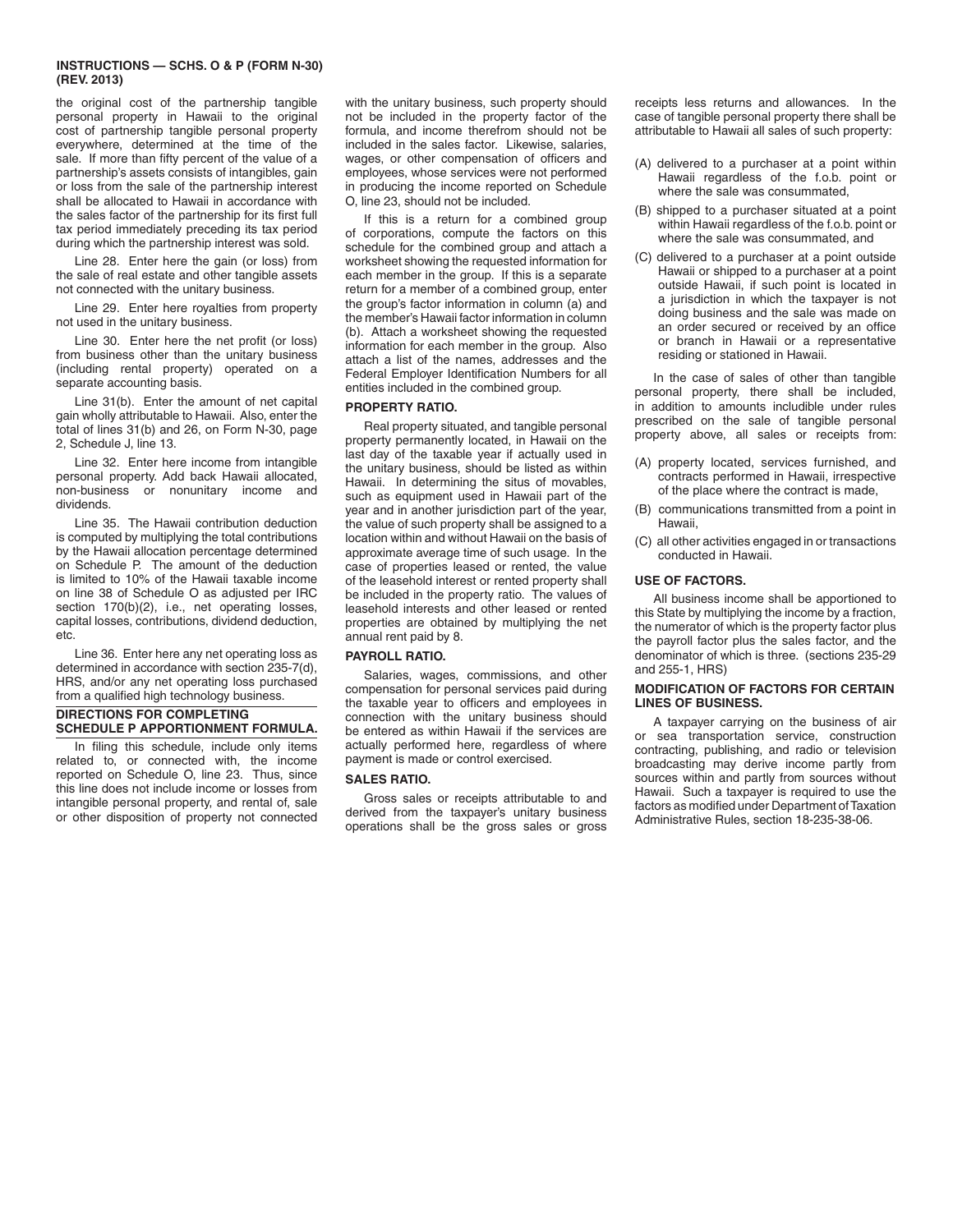the original cost of the partnership tangible personal property in Hawaii to the original cost of partnership tangible personal property everywhere, determined at the time of the sale. If more than fifty percent of the value of a partnership's assets consists of intangibles, gain or loss from the sale of the partnership interest shall be allocated to Hawaii in accordance with the sales factor of the partnership for its first full tax period immediately preceding its tax period during which the partnership interest was sold.

Line 28. Enter here the gain (or loss) from the sale of real estate and other tangible assets not connected with the unitary business.

Line 29. Enter here royalties from property not used in the unitary business.

Line 30. Enter here the net profit (or loss) from business other than the unitary business (including rental property) operated on a separate accounting basis.

Line 31(b). Enter the amount of net capital gain wholly attributable to Hawaii. Also, enter the total of lines 31(b) and 26, on Form N-30, page 2, Schedule J, line 13.

Line 32. Enter here income from intangible personal property. Add back Hawaii allocated, non-business or nonunitary income and dividends.

Line 35. The Hawaii contribution deduction is computed by multiplying the total contributions by the Hawaii allocation percentage determined on Schedule P. The amount of the deduction is limited to 10% of the Hawaii taxable income on line 38 of Schedule O as adjusted per IRC section 170(b)(2), i.e., net operating losses, capital losses, contributions, dividend deduction, etc.

Line 36. Enter here any net operating loss as determined in accordance with section 235-7(d), HRS, and/or any net operating loss purchased from a qualified high technology business.

## DIRECTIONS FOR COMPLETING SCHEDULE P APPORTIONMENT FORMULA.

In filing this schedule, include only items related to, or connected with, the income reported on Schedule O, line 23. Thus, since this line does not include income or losses from intangible personal property, and rental of, sale or other disposition of property not connected with the unitary business, such property should not be included in the property factor of the formula, and income therefrom should not be included in the sales factor. Likewise, salaries, wages, or other compensation of officers and employees, whose services were not performed in producing the income reported on Schedule O, line 23, should not be included.

If this is a return for a combined group of corporations, compute the factors on this schedule for the combined group and attach a worksheet showing the requested information for each member in the group. If this is a separate return for a member of a combined group, enter the group's factor information in column (a) and the member's Hawaii factor information in column (b). Attach a worksheet showing the requested information for each member in the group. Also attach a list of the names, addresses and the Federal Employer Identification Numbers for all entities included in the combined group.

### PROPERTY RATIO.

Real property situated, and tangible personal property permanently located, in Hawaii on the last day of the taxable year if actually used in the unitary business, should be listed as within Hawaii. In determining the situs of movables, such as equipment used in Hawaii part of the year and in another jurisdiction part of the year, the value of such property shall be assigned to a location within and without Hawaii on the basis of approximate average time of such usage. In the case of properties leased or rented, the value of the leasehold interest or rented property shall be included in the property ratio. The values of leasehold interests and other leased or rented properties are obtained by multiplying the net annual rent paid by 8.

### PAYROLL RATIO.

Salaries, wages, commissions, and other compensation for personal services paid during the taxable year to officers and employees in connection with the unitary business should be entered as within Hawaii if the services are actually performed here, regardless of where payment is made or control exercised.

### SALES RATIO.

Gross sales or receipts attributable to and derived from the taxpayer's unitary business operations shall be the gross sales or gross receipts less returns and allowances. In the case of tangible personal property there shall be attributable to Hawaii all sales of such property:

(A) delivered to a purchaser at a point within Hawaii regardless of the f.o.b. point or where the sale was consummated,

(B) shipped to a purchaser situated at a point within Hawaii regardless of the f.o.b. point or where the sale was consummated, and

(C) delivered to a purchaser at a point outside Hawaii or shipped to a purchaser at a point outside Hawaii, if such point is located in a jurisdiction in which the taxpayer is not doing business and the sale was made on an order secured or received by an office or branch in Hawaii or a representative residing or stationed in Hawaii.

In the case of sales of other than tangible personal property, there shall be included, in addition to amounts includible under rules prescribed on the sale of tangible personal property above, all sales or receipts from:

(A) property located, services furnished, and contracts performed in Hawaii, irrespective of the place where the contract is made,

(B) communications transmitted from a point in Hawaii,

(C) all other activities engaged in or transactions conducted in Hawaii.

### USE OF FACTORS.

All business income shall be apportioned to this State by multiplying the income by a fraction, the numerator of which is the property factor plus the payroll factor plus the sales factor, and the denominator of which is three. (sections 235-29 and 255-1, HRS)

### MODIFICATION OF FACTORS FOR CERTAIN LINES OF BUSINESS.

A taxpayer carrying on the business of air or sea transportation service, construction contracting, publishing, and radio or television broadcasting may derive income partly from sources within and partly from sources without Hawaii. Such a taxpayer is required to use the factors as modified under Department of Taxation Administrative Rules, section 18-235-38-06.